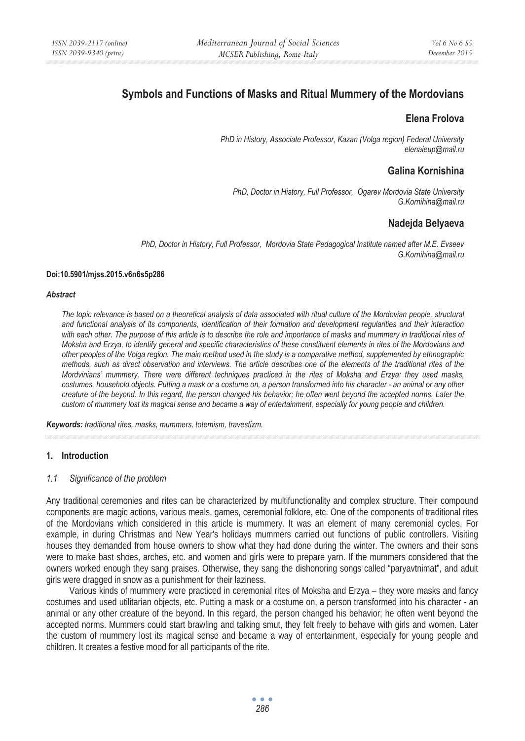# Symbols and Functions of Masks and Ritual Mummery of the Mordovians

## Elena Frolova

*PhD in History, Associate Professor, Kazan (Volga region) Federal University*
*elenaieup@mail.ru*

## Galina Kornishina

*PhD, Doctor in History, Full Professor, Ogarev Mordovia State University*
*G.Kornihina@mail.ru*

## Nadejda Belyaeva

*PhD, Doctor in History, Full Professor, Mordovia State Pedagogical Institute named after M.E. Evseev*
*G.Kornihina@mail.ru*

**Doi:10.5901/mjss.2015.v6n6s5p286**

***Abstract***

*The topic relevance is based on a theoretical analysis of data associated with ritual culture of the Mordovian people, structural and functional analysis of its components, identification of their formation and development regularities and their interaction with each other. The purpose of this article is to describe the role and importance of masks and mummery in traditional rites of Moksha and Erzya, to identify general and specific characteristics of these constituent elements in rites of the Mordovians and other peoples of the Volga region. The main method used in the study is a comparative method, supplemented by ethnographic methods, such as direct observation and interviews. The article describes one of the elements of the traditional rites of the Mordvinians' mummery. There were different techniques practiced in the rites of Moksha and Erzya: they used masks, costumes, household objects. Putting a mask or a costume on, a person transformed into his character - an animal or any other creature of the beyond. In this regard, the person changed his behavior; he often went beyond the accepted norms. Later the custom of mummery lost its magical sense and became a way of entertainment, especially for young people and children.*

***Keywords:*** *traditional rites, masks, mummers, totemism, travestizm.*

## 1. Introduction

### *1.1 Significance of the problem*

Any traditional ceremonies and rites can be characterized by multifunctionality and complex structure. Their compound components are magic actions, various meals, games, ceremonial folklore, etc. One of the components of traditional rites of the Mordovians which considered in this article is mummery. It was an element of many ceremonial cycles. For example, in during Christmas and New Year's holidays mummers carried out functions of public controllers. Visiting houses they demanded from house owners to show what they had done during the winter. The owners and their sons were to make bast shoes, arches, etc. and women and girls were to prepare yarn. If the mummers considered that the owners worked enough they sang praises. Otherwise, they sang the dishonoring songs called "paryavtnimat", and adult girls were dragged in snow as a punishment for their laziness.

Various kinds of mummery were practiced in ceremonial rites of Moksha and Erzya – they wore masks and fancy costumes and used utilitarian objects, etc. Putting a mask or a costume on, a person transformed into his character - an animal or any other creature of the beyond. In this regard, the person changed his behavior; he often went beyond the accepted norms. Mummers could start brawling and talking smut, they felt freely to behave with girls and women. Later the custom of mummery lost its magical sense and became a way of entertainment, especially for young people and children. It creates a festive mood for all participants of the rite.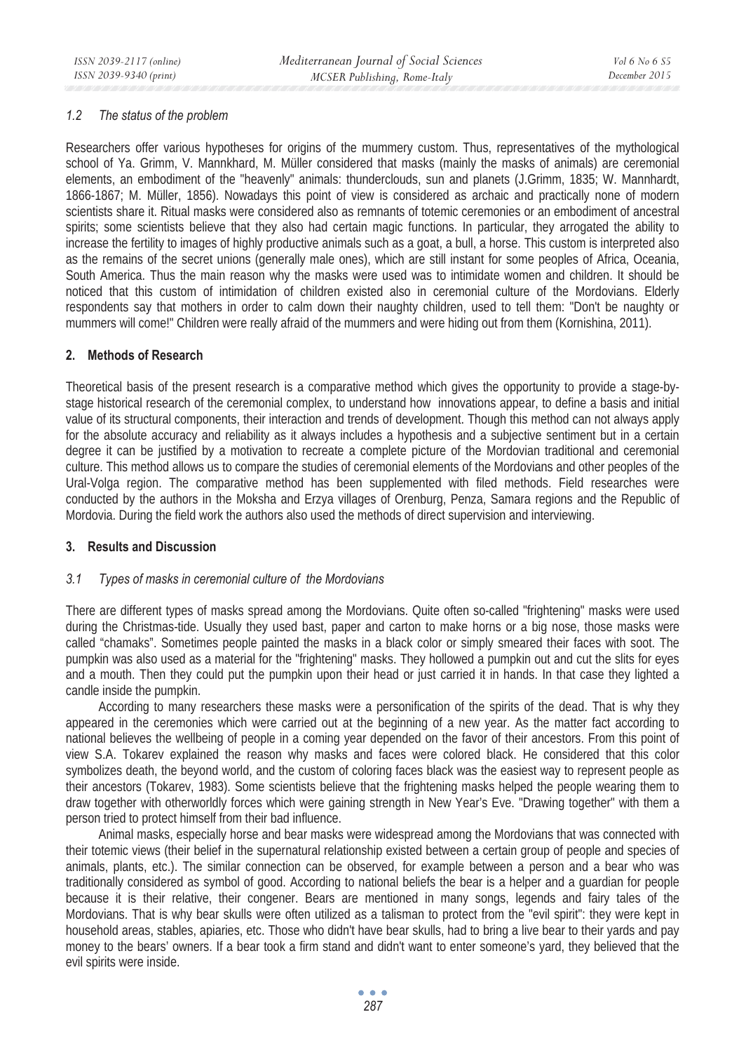### *1.2 The status of the problem*

Researchers offer various hypotheses for origins of the mummery custom. Thus, representatives of the mythological school of Ya. Grimm, V. Mannkhard, M. Müller considered that masks (mainly the masks of animals) are ceremonial elements, an embodiment of the "heavenly" animals: thunderclouds, sun and planets (J.Grimm, 1835; W. Mannhardt, 1866-1867; M. Müller, 1856). Nowadays this point of view is considered as archaic and practically none of modern scientists share it. Ritual masks were considered also as remnants of totemic ceremonies or an embodiment of ancestral spirits; some scientists believe that they also had certain magic functions. In particular, they arrogated the ability to increase the fertility to images of highly productive animals such as a goat, a bull, a horse. This custom is interpreted also as the remains of the secret unions (generally male ones), which are still instant for some peoples of Africa, Oceania, South America. Thus the main reason why the masks were used was to intimidate women and children. It should be noticed that this custom of intimidation of children existed also in ceremonial culture of the Mordovians. Elderly respondents say that mothers in order to calm down their naughty children, used to tell them: "Don't be naughty or mummers will come!" Children were really afraid of the mummers and were hiding out from them (Kornishina, 2011).

## 2. Methods of Research

Theoretical basis of the present research is a comparative method which gives the opportunity to provide a stage-by-stage historical research of the ceremonial complex, to understand how innovations appear, to define a basis and initial value of its structural components, their interaction and trends of development. Though this method can not always apply for the absolute accuracy and reliability as it always includes a hypothesis and a subjective sentiment but in a certain degree it can be justified by a motivation to recreate a complete picture of the Mordovian traditional and ceremonial culture. This method allows us to compare the studies of ceremonial elements of the Mordovians and other peoples of the Ural-Volga region. The comparative method has been supplemented with filed methods. Field researches were conducted by the authors in the Moksha and Erzya villages of Orenburg, Penza, Samara regions and the Republic of Mordovia. During the field work the authors also used the methods of direct supervision and interviewing.

## 3. Results and Discussion

### *3.1 Types of masks in ceremonial culture of the Mordovians*

There are different types of masks spread among the Mordovians. Quite often so-called "frightening" masks were used during the Christmas-tide. Usually they used bast, paper and carton to make horns or a big nose, those masks were called "chamaks". Sometimes people painted the masks in a black color or simply smeared their faces with soot. The pumpkin was also used as a material for the "frightening" masks. They hollowed a pumpkin out and cut the slits for eyes and a mouth. Then they could put the pumpkin upon their head or just carried it in hands. In that case they lighted a candle inside the pumpkin.

According to many researchers these masks were a personification of the spirits of the dead. That is why they appeared in the ceremonies which were carried out at the beginning of a new year. As the matter fact according to national believes the wellbeing of people in a coming year depended on the favor of their ancestors. From this point of view S.A. Tokarev explained the reason why masks and faces were colored black. He considered that this color symbolizes death, the beyond world, and the custom of coloring faces black was the easiest way to represent people as their ancestors (Tokarev, 1983). Some scientists believe that the frightening masks helped the people wearing them to draw together with otherworldly forces which were gaining strength in New Year's Eve. "Drawing together" with them a person tried to protect himself from their bad influence.

Animal masks, especially horse and bear masks were widespread among the Mordovians that was connected with their totemic views (their belief in the supernatural relationship existed between a certain group of people and species of animals, plants, etc.). The similar connection can be observed, for example between a person and a bear who was traditionally considered as symbol of good. According to national beliefs the bear is a helper and a guardian for people because it is their relative, their congener. Bears are mentioned in many songs, legends and fairy tales of the Mordovians. That is why bear skulls were often utilized as a talisman to protect from the "evil spirit": they were kept in household areas, stables, apiaries, etc. Those who didn't have bear skulls, had to bring a live bear to their yards and pay money to the bears' owners. If a bear took a firm stand and didn't want to enter someone's yard, they believed that the evil spirits were inside.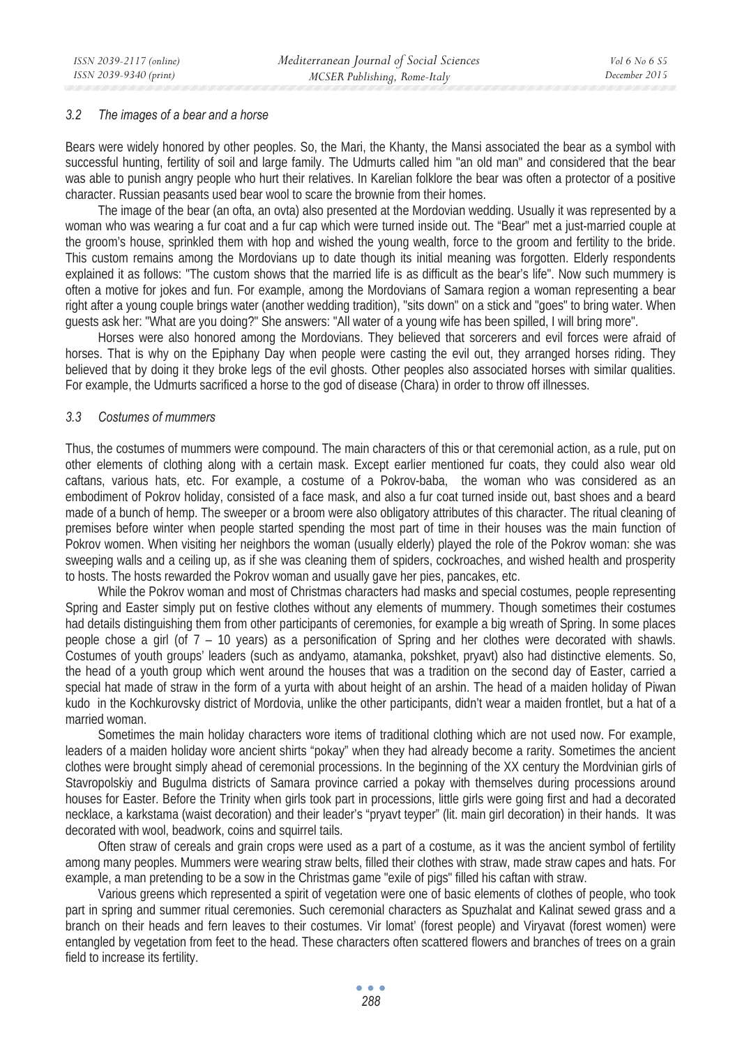### 3.2 The images of a bear and a horse

Bears were widely honored by other peoples. So, the Mari, the Khanty, the Mansi associated the bear as a symbol with successful hunting, fertility of soil and large family. The Udmurts called him "an old man" and considered that the bear was able to punish angry people who hurt their relatives. In Karelian folklore the bear was often a protector of a positive character. Russian peasants used bear wool to scare the brownie from their homes.

The image of the bear (an ofta, an ovta) also presented at the Mordovian wedding. Usually it was represented by a woman who was wearing a fur coat and a fur cap which were turned inside out. The "Bear" met a just-married couple at the groom's house, sprinkled them with hop and wished the young wealth, force to the groom and fertility to the bride. This custom remains among the Mordovians up to date though its initial meaning was forgotten. Elderly respondents explained it as follows: "The custom shows that the married life is as difficult as the bear's life". Now such mummery is often a motive for jokes and fun. For example, among the Mordovians of Samara region a woman representing a bear right after a young couple brings water (another wedding tradition), "sits down" on a stick and "goes" to bring water. When guests ask her: "What are you doing?" She answers: "All water of a young wife has been spilled, I will bring more".

Horses were also honored among the Mordovians. They believed that sorcerers and evil forces were afraid of horses. That is why on the Epiphany Day when people were casting the evil out, they arranged horses riding. They believed that by doing it they broke legs of the evil ghosts. Other peoples also associated horses with similar qualities. For example, the Udmurts sacrificed a horse to the god of disease (Chara) in order to throw off illnesses.

### 3.3 Costumes of mummers

Thus, the costumes of mummers were compound. The main characters of this or that ceremonial action, as a rule, put on other elements of clothing along with a certain mask. Except earlier mentioned fur coats, they could also wear old caftans, various hats, etc. For example, a costume of a Pokrov-baba, the woman who was considered as an embodiment of Pokrov holiday, consisted of a face mask, and also a fur coat turned inside out, bast shoes and a beard made of a bunch of hemp. The sweeper or a broom were also obligatory attributes of this character. The ritual cleaning of premises before winter when people started spending the most part of time in their houses was the main function of Pokrov women. When visiting her neighbors the woman (usually elderly) played the role of the Pokrov woman: she was sweeping walls and a ceiling up, as if she was cleaning them of spiders, cockroaches, and wished health and prosperity to hosts. The hosts rewarded the Pokrov woman and usually gave her pies, pancakes, etc.

While the Pokrov woman and most of Christmas characters had masks and special costumes, people representing Spring and Easter simply put on festive clothes without any elements of mummery. Though sometimes their costumes had details distinguishing them from other participants of ceremonies, for example a big wreath of Spring. In some places people chose a girl (of 7 – 10 years) as a personification of Spring and her clothes were decorated with shawls. Costumes of youth groups' leaders (such as andyamo, atamanka, pokshket, pryavt) also had distinctive elements. So, the head of a youth group which went around the houses that was a tradition on the second day of Easter, carried a special hat made of straw in the form of a yurta with about height of an arshin. The head of a maiden holiday of Piwan kudo in the Kochkurovsky district of Mordovia, unlike the other participants, didn't wear a maiden frontlet, but a hat of a married woman.

Sometimes the main holiday characters wore items of traditional clothing which are not used now. For example, leaders of a maiden holiday wore ancient shirts "pokay" when they had already become a rarity. Sometimes the ancient clothes were brought simply ahead of ceremonial processions. In the beginning of the XX century the Mordvinian girls of Stavropolskiy and Bugulma districts of Samara province carried a pokay with themselves during processions around houses for Easter. Before the Trinity when girls took part in processions, little girls were going first and had a decorated necklace, a karkstama (waist decoration) and their leader's "pryavt teyper" (lit. main girl decoration) in their hands. It was decorated with wool, beadwork, coins and squirrel tails.

Often straw of cereals and grain crops were used as a part of a costume, as it was the ancient symbol of fertility among many peoples. Mummers were wearing straw belts, filled their clothes with straw, made straw capes and hats. For example, a man pretending to be a sow in the Christmas game "exile of pigs" filled his caftan with straw.

Various greens which represented a spirit of vegetation were one of basic elements of clothes of people, who took part in spring and summer ritual ceremonies. Such ceremonial characters as Spuzhalat and Kalinat sewed grass and a branch on their heads and fern leaves to their costumes. Vir lomat' (forest people) and Viryavat (forest women) were entangled by vegetation from feet to the head. These characters often scattered flowers and branches of trees on a grain field to increase its fertility.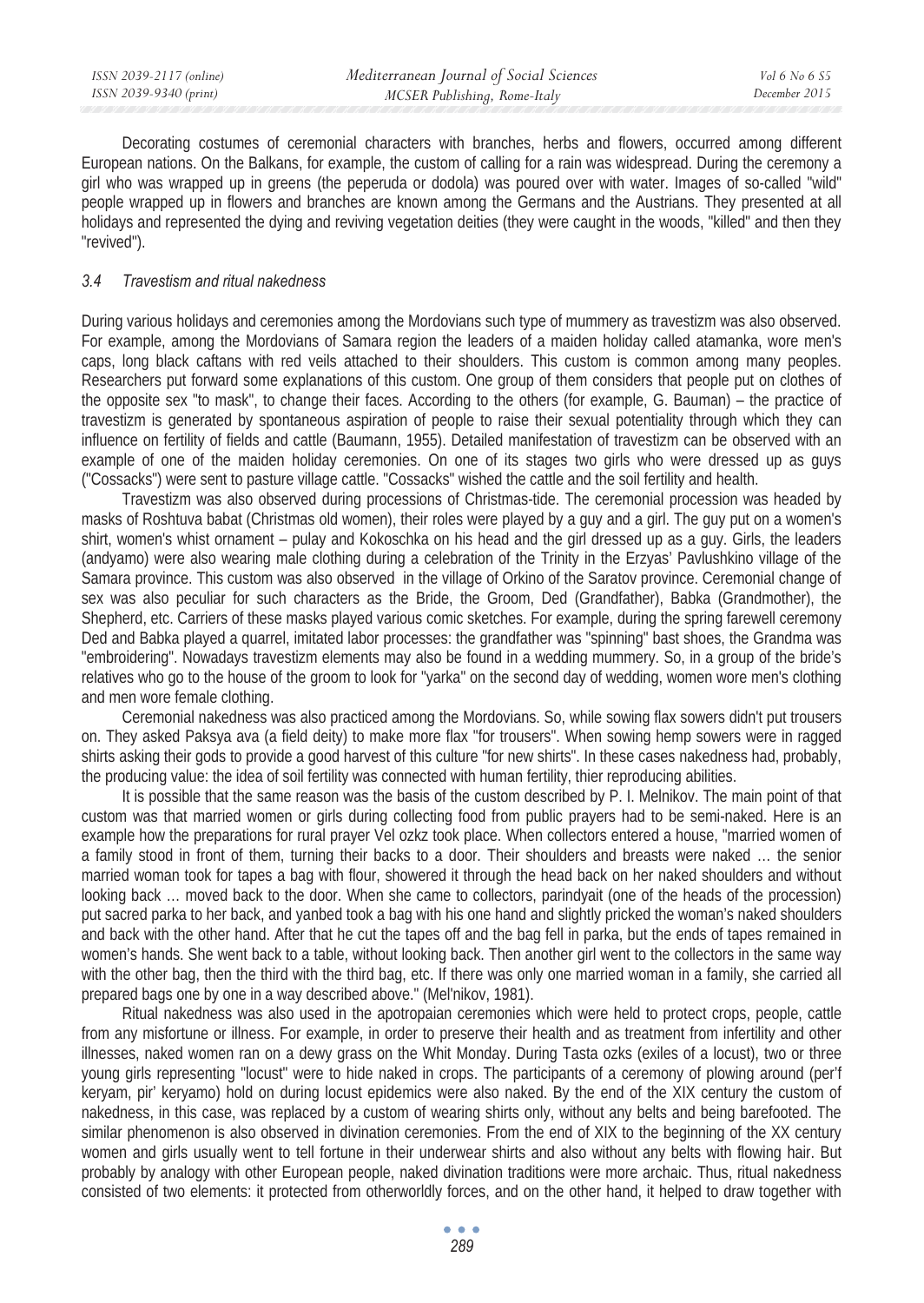Decorating costumes of ceremonial characters with branches, herbs and flowers, occurred among different European nations. On the Balkans, for example, the custom of calling for a rain was widespread. During the ceremony a girl who was wrapped up in greens (the peperuda or dodola) was poured over with water. Images of so-called "wild" people wrapped up in flowers and branches are known among the Germans and the Austrians. They presented at all holidays and represented the dying and reviving vegetation deities (they were caught in the woods, "killed" and then they "revived").

### *3.4 Travestism and ritual nakedness*

During various holidays and ceremonies among the Mordovians such type of mummery as travestizm was also observed. For example, among the Mordovians of Samara region the leaders of a maiden holiday called atamanka, wore men's caps, long black caftans with red veils attached to their shoulders. This custom is common among many peoples. Researchers put forward some explanations of this custom. One group of them considers that people put on clothes of the opposite sex "to mask", to change their faces. According to the others (for example, G. Bauman) – the practice of travestizm is generated by spontaneous aspiration of people to raise their sexual potentiality through which they can influence on fertility of fields and cattle (Baumann, 1955). Detailed manifestation of travestizm can be observed with an example of one of the maiden holiday ceremonies. On one of its stages two girls who were dressed up as guys ("Cossacks") were sent to pasture village cattle. "Cossacks" wished the cattle and the soil fertility and health.

Travestizm was also observed during processions of Christmas-tide. The ceremonial procession was headed by masks of Roshtuva babat (Christmas old women), their roles were played by a guy and a girl. The guy put on a women's shirt, women's whist ornament – pulay and Kokoschka on his head and the girl dressed up as a guy. Girls, the leaders (andyamo) were also wearing male clothing during a celebration of the Trinity in the Erzyas' Pavlushkino village of the Samara province. This custom was also observed in the village of Orkino of the Saratov province. Ceremonial change of sex was also peculiar for such characters as the Bride, the Groom, Ded (Grandfather), Babka (Grandmother), the Shepherd, etc. Carriers of these masks played various comic sketches. For example, during the spring farewell ceremony Ded and Babka played a quarrel, imitated labor processes: the grandfather was "spinning" bast shoes, the Grandma was "embroidering". Nowadays travestizm elements may also be found in a wedding mummery. So, in a group of the bride's relatives who go to the house of the groom to look for "yarka" on the second day of wedding, women wore men's clothing and men wore female clothing.

Ceremonial nakedness was also practiced among the Mordovians. So, while sowing flax sowers didn't put trousers on. They asked Paksya ava (a field deity) to make more flax "for trousers". When sowing hemp sowers were in ragged shirts asking their gods to provide a good harvest of this culture "for new shirts". In these cases nakedness had, probably, the producing value: the idea of soil fertility was connected with human fertility, thier reproducing abilities.

It is possible that the same reason was the basis of the custom described by P. I. Melnikov. The main point of that custom was that married women or girls during collecting food from public prayers had to be semi-naked. Here is an example how the preparations for rural prayer Vel ozkz took place. When collectors entered a house, "married women of a family stood in front of them, turning their backs to a door. Their shoulders and breasts were naked … the senior married woman took for tapes a bag with flour, showered it through the head back on her naked shoulders and without looking back … moved back to the door. When she came to collectors, parindyait (one of the heads of the procession) put sacred parka to her back, and yanbed took a bag with his one hand and slightly pricked the woman's naked shoulders and back with the other hand. After that he cut the tapes off and the bag fell in parka, but the ends of tapes remained in women's hands. She went back to a table, without looking back. Then another girl went to the collectors in the same way with the other bag, then the third with the third bag, etc. If there was only one married woman in a family, she carried all prepared bags one by one in a way described above." (Mel'nikov, 1981).

Ritual nakedness was also used in the apotropaian ceremonies which were held to protect crops, people, cattle from any misfortune or illness. For example, in order to preserve their health and as treatment from infertility and other illnesses, naked women ran on a dewy grass on the Whit Monday. During Tasta ozks (exiles of a locust), two or three young girls representing "locust" were to hide naked in crops. The participants of a ceremony of plowing around (per'f keryam, pir' keryamo) hold on during locust epidemics were also naked. By the end of the XIX century the custom of nakedness, in this case, was replaced by a custom of wearing shirts only, without any belts and being barefooted. The similar phenomenon is also observed in divination ceremonies. From the end of XIX to the beginning of the XX century women and girls usually went to tell fortune in their underwear shirts and also without any belts with flowing hair. But probably by analogy with other European people, naked divination traditions were more archaic. Thus, ritual nakedness consisted of two elements: it protected from otherworldly forces, and on the other hand, it helped to draw together with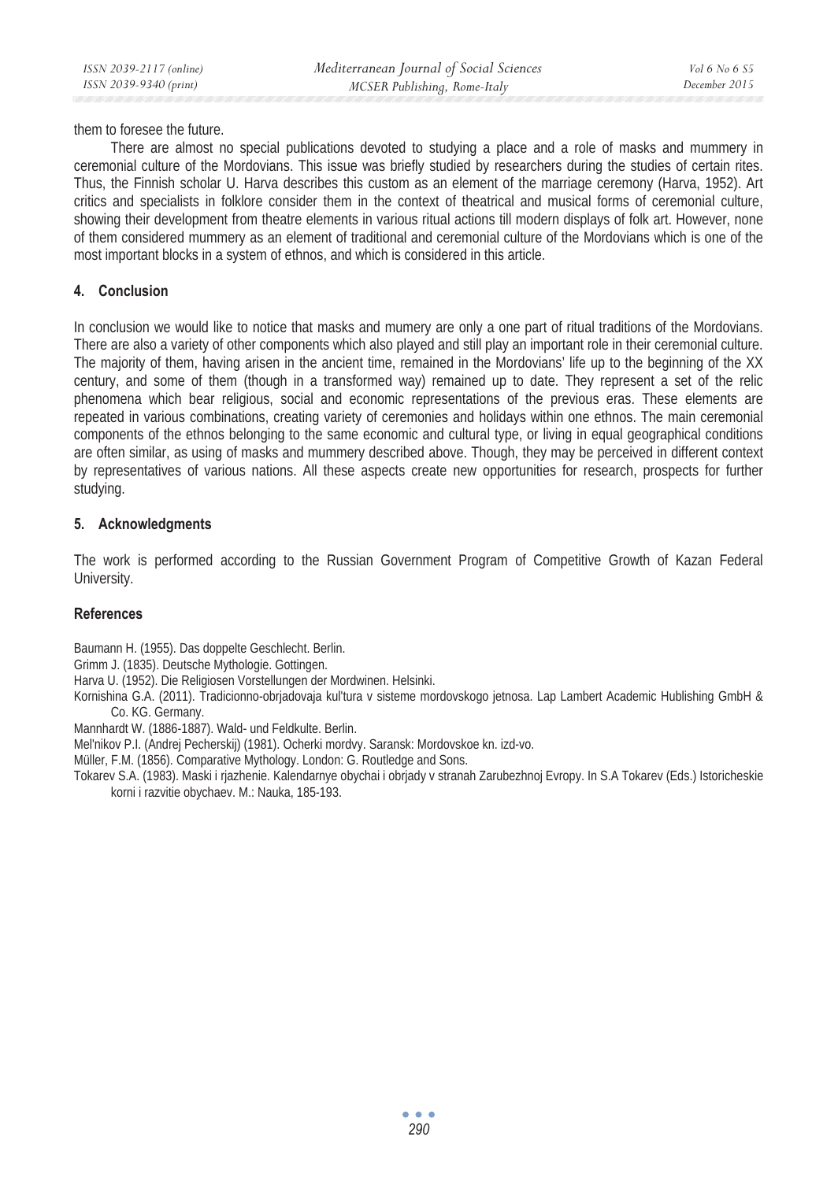them to foresee the future.

There are almost no special publications devoted to studying a place and a role of masks and mummery in ceremonial culture of the Mordovians. This issue was briefly studied by researchers during the studies of certain rites. Thus, the Finnish scholar U. Harva describes this custom as an element of the marriage ceremony (Harva, 1952). Art critics and specialists in folklore consider them in the context of theatrical and musical forms of ceremonial culture, showing their development from theatre elements in various ritual actions till modern displays of folk art. However, none of them considered mummery as an element of traditional and ceremonial culture of the Mordovians which is one of the most important blocks in a system of ethnos, and which is considered in this article.

## 4. Conclusion

In conclusion we would like to notice that masks and mumery are only a one part of ritual traditions of the Mordovians. There are also a variety of other components which also played and still play an important role in their ceremonial culture. The majority of them, having arisen in the ancient time, remained in the Mordovians' life up to the beginning of the XX century, and some of them (though in a transformed way) remained up to date. They represent a set of the relic phenomena which bear religious, social and economic representations of the previous eras. These elements are repeated in various combinations, creating variety of ceremonies and holidays within one ethnos. The main ceremonial components of the ethnos belonging to the same economic and cultural type, or living in equal geographical conditions are often similar, as using of masks and mummery described above. Though, they may be perceived in different context by representatives of various nations. All these aspects create new opportunities for research, prospects for further studying.

## 5. Acknowledgments

The work is performed according to the Russian Government Program of Competitive Growth of Kazan Federal University.

## References

Baumann H. (1955). Das doppelte Geschlecht. Berlin.

Grimm J. (1835). Deutsche Mythologie. Gottingen.

Harva U. (1952). Die Religiosen Vorstellungen der Mordwinen. Helsinki.

Kornishina G.A. (2011). Tradicionno-obrjadovaja kul'tura v sisteme mordovskogo jetnosa. Lap Lambert Academic Hublishing GmbH & Co. KG. Germany.

Mannhardt W. (1886-1887). Wald- und Feldkulte. Berlin.

Mel'nikov P.I. (Andrej Pecherskij) (1981). Ocherki mordvy. Saransk: Mordovskoe kn. izd-vo.

Müller, F.M. (1856). Comparative Mythology. London: G. Routledge and Sons.

Tokarev S.A. (1983). Maski i rjazhenie. Kalendarnye obychai i obrjady v stranah Zarubezhnoj Evropy. In S.A Tokarev (Eds.) Istoricheskie korni i razvitie obychaev. M.: Nauka, 185-193.